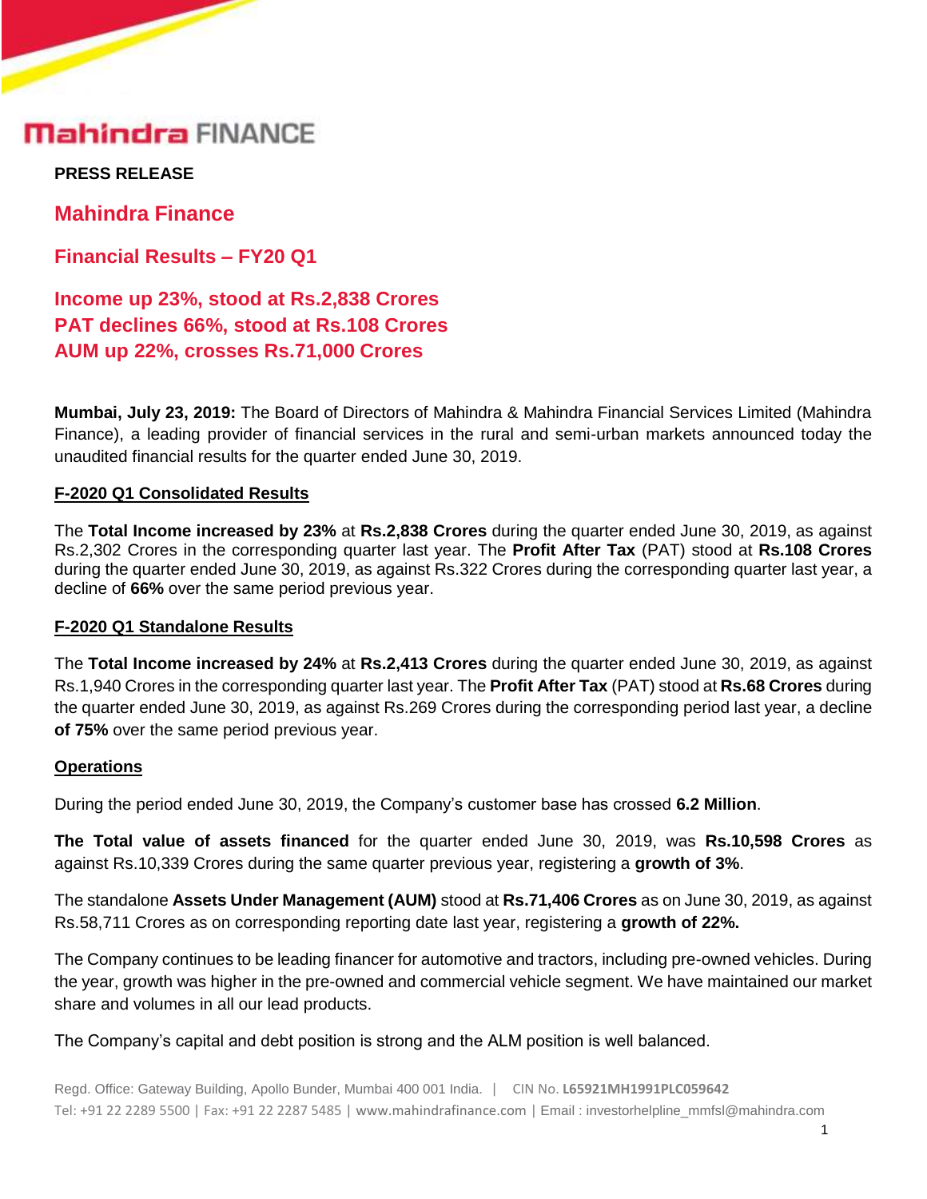Mahindra FINANCE

**PRESS RELEASE**

## Mahindra Finance

## Financial Results – FY20 Q1

## Income up 23%, stood at Rs.2,838 Crores
## PAT declines 66%, stood at Rs.108 Crores
## AUM up 22%, crosses Rs.71,000 Crores

**Mumbai, July 23, 2019:** The Board of Directors of Mahindra & Mahindra Financial Services Limited (Mahindra Finance), a leading provider of financial services in the rural and semi-urban markets announced today the unaudited financial results for the quarter ended June 30, 2019.

### F-2020 Q1 Consolidated Results

The **Total Income increased by 23%** at **Rs.2,838 Crores** during the quarter ended June 30, 2019, as against Rs.2,302 Crores in the corresponding quarter last year. The **Profit After Tax** (PAT) stood at **Rs.108 Crores** during the quarter ended June 30, 2019, as against Rs.322 Crores during the corresponding quarter last year, a decline of **66%** over the same period previous year.

### F-2020 Q1 Standalone Results

The **Total Income increased by 24%** at **Rs.2,413 Crores** during the quarter ended June 30, 2019, as against Rs.1,940 Crores in the corresponding quarter last year. The **Profit After Tax** (PAT) stood at **Rs.68 Crores** during the quarter ended June 30, 2019, as against Rs.269 Crores during the corresponding period last year, a decline **of 75%** over the same period previous year.

### Operations

During the period ended June 30, 2019, the Company's customer base has crossed **6.2 Million**.

**The Total value of assets financed** for the quarter ended June 30, 2019, was **Rs.10,598 Crores** as against Rs.10,339 Crores during the same quarter previous year, registering a **growth of 3%**.

The standalone **Assets Under Management (AUM)** stood at **Rs.71,406 Crores** as on June 30, 2019, as against Rs.58,711 Crores as on corresponding reporting date last year, registering a **growth of 22%.**

The Company continues to be leading financer for automotive and tractors, including pre-owned vehicles. During the year, growth was higher in the pre-owned and commercial vehicle segment. We have maintained our market share and volumes in all our lead products.

The Company's capital and debt position is strong and the ALM position is well balanced.

Regd. Office: Gateway Building, Apollo Bunder, Mumbai 400 001 India. | CIN No. **L65921MH1991PLC059642**
Tel: +91 22 2289 5500 | Fax: +91 22 2287 5485 | www.mahindrafinance.com | Email : investorhelpline_mmfsl@mahindra.com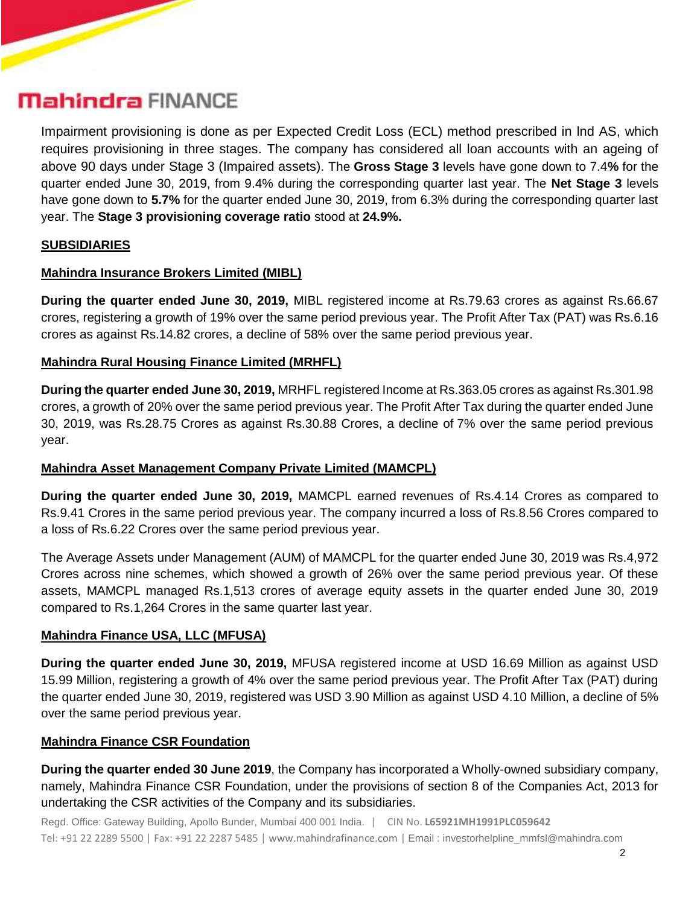Impairment provisioning is done as per Expected Credit Loss (ECL) method prescribed in Ind AS, which requires provisioning in three stages. The company has considered all loan accounts with an ageing of above 90 days under Stage 3 (Impaired assets). The **Gross Stage 3** levels have gone down to 7.4**%** for the quarter ended June 30, 2019, from 9.4% during the corresponding quarter last year. The **Net Stage 3** levels have gone down to **5.7%** for the quarter ended June 30, 2019, from 6.3% during the corresponding quarter last year. The **Stage 3 provisioning coverage ratio** stood at **24.9%.**

## SUBSIDIARIES

### Mahindra Insurance Brokers Limited (MIBL)

**During the quarter ended June 30, 2019,** MIBL registered income at Rs.79.63 crores as against Rs.66.67 crores, registering a growth of 19% over the same period previous year. The Profit After Tax (PAT) was Rs.6.16 crores as against Rs.14.82 crores, a decline of 58% over the same period previous year.

### Mahindra Rural Housing Finance Limited (MRHFL)

**During the quarter ended June 30, 2019,** MRHFL registered Income at Rs.363.05 crores as against Rs.301.98 crores, a growth of 20% over the same period previous year. The Profit After Tax during the quarter ended June 30, 2019, was Rs.28.75 Crores as against Rs.30.88 Crores, a decline of 7% over the same period previous year.

### Mahindra Asset Management Company Private Limited (MAMCPL)

**During the quarter ended June 30, 2019,** MAMCPL earned revenues of Rs.4.14 Crores as compared to Rs.9.41 Crores in the same period previous year. The company incurred a loss of Rs.8.56 Crores compared to a loss of Rs.6.22 Crores over the same period previous year.

The Average Assets under Management (AUM) of MAMCPL for the quarter ended June 30, 2019 was Rs.4,972 Crores across nine schemes, which showed a growth of 26% over the same period previous year. Of these assets, MAMCPL managed Rs.1,513 crores of average equity assets in the quarter ended June 30, 2019 compared to Rs.1,264 Crores in the same quarter last year.

### Mahindra Finance USA, LLC (MFUSA)

**During the quarter ended June 30, 2019,** MFUSA registered income at USD 16.69 Million as against USD 15.99 Million, registering a growth of 4% over the same period previous year. The Profit After Tax (PAT) during the quarter ended June 30, 2019, registered was USD 3.90 Million as against USD 4.10 Million, a decline of 5% over the same period previous year.

### Mahindra Finance CSR Foundation

**During the quarter ended 30 June 2019**, the Company has incorporated a Wholly-owned subsidiary company, namely, Mahindra Finance CSR Foundation, under the provisions of section 8 of the Companies Act, 2013 for undertaking the CSR activities of the Company and its subsidiaries.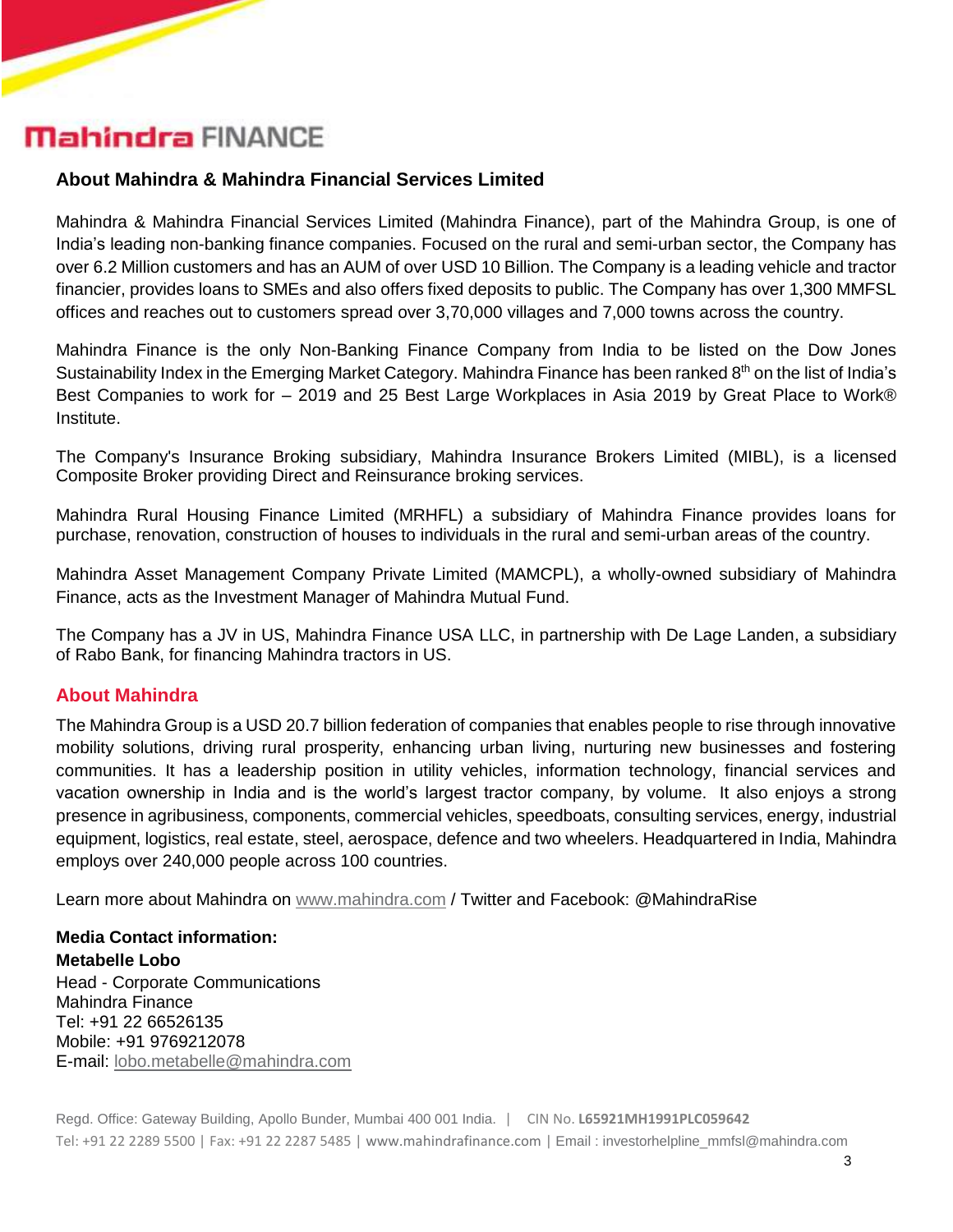## About Mahindra & Mahindra Financial Services Limited

Mahindra & Mahindra Financial Services Limited (Mahindra Finance), part of the Mahindra Group, is one of India's leading non-banking finance companies. Focused on the rural and semi-urban sector, the Company has over 6.2 Million customers and has an AUM of over USD 10 Billion. The Company is a leading vehicle and tractor financier, provides loans to SMEs and also offers fixed deposits to public. The Company has over 1,300 MMFSL offices and reaches out to customers spread over 3,70,000 villages and 7,000 towns across the country.

Mahindra Finance is the only Non-Banking Finance Company from India to be listed on the Dow Jones Sustainability Index in the Emerging Market Category. Mahindra Finance has been ranked 8th on the list of India's Best Companies to work for – 2019 and 25 Best Large Workplaces in Asia 2019 by Great Place to Work® Institute.

The Company's Insurance Broking subsidiary, Mahindra Insurance Brokers Limited (MIBL), is a licensed Composite Broker providing Direct and Reinsurance broking services.

Mahindra Rural Housing Finance Limited (MRHFL) a subsidiary of Mahindra Finance provides loans for purchase, renovation, construction of houses to individuals in the rural and semi-urban areas of the country.

Mahindra Asset Management Company Private Limited (MAMCPL), a wholly-owned subsidiary of Mahindra Finance, acts as the Investment Manager of Mahindra Mutual Fund.

The Company has a JV in US, Mahindra Finance USA LLC, in partnership with De Lage Landen, a subsidiary of Rabo Bank, for financing Mahindra tractors in US.

## About Mahindra

The Mahindra Group is a USD 20.7 billion federation of companies that enables people to rise through innovative mobility solutions, driving rural prosperity, enhancing urban living, nurturing new businesses and fostering communities. It has a leadership position in utility vehicles, information technology, financial services and vacation ownership in India and is the world's largest tractor company, by volume. It also enjoys a strong presence in agribusiness, components, commercial vehicles, speedboats, consulting services, energy, industrial equipment, logistics, real estate, steel, aerospace, defence and two wheelers. Headquartered in India, Mahindra employs over 240,000 people across 100 countries.

Learn more about Mahindra on www.mahindra.com / Twitter and Facebook: @MahindraRise

**Media Contact information:**
**Metabelle Lobo**
Head - Corporate Communications
Mahindra Finance
Tel: +91 22 66526135
Mobile: +91 9769212078
E-mail: lobo.metabelle@mahindra.com

Regd. Office: Gateway Building, Apollo Bunder, Mumbai 400 001 India. | CIN No. **L65921MH1991PLC059642**
Tel: +91 22 2289 5500 | Fax: +91 22 2287 5485 | www.mahindrafinance.com | Email : investorhelpline_mmfsl@mahindra.com